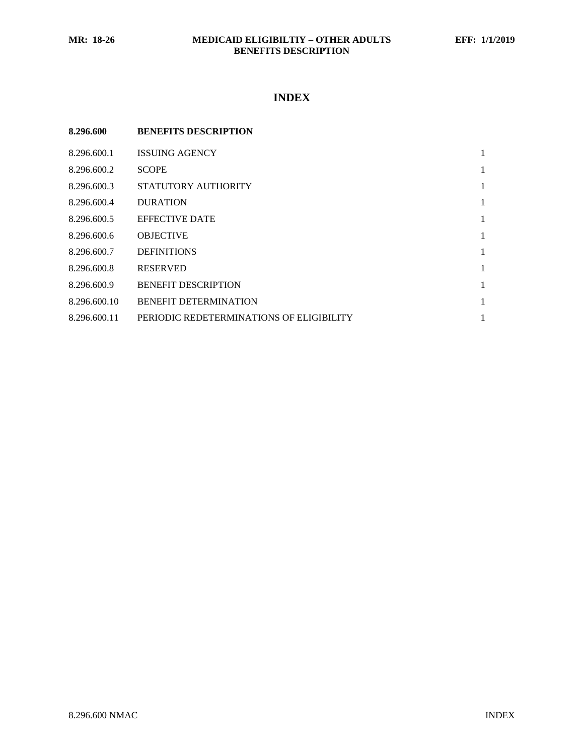# INDEX

**8.296.600 BENEFITS DESCRIPTION**

| | | |
|---|---|---|
| 8.296.600.1 | ISSUING AGENCY | 1 |
| 8.296.600.2 | SCOPE | 1 |
| 8.296.600.3 | STATUTORY AUTHORITY | 1 |
| 8.296.600.4 | DURATION | 1 |
| 8.296.600.5 | EFFECTIVE DATE | 1 |
| 8.296.600.6 | OBJECTIVE | 1 |
| 8.296.600.7 | DEFINITIONS | 1 |
| 8.296.600.8 | RESERVED | 1 |
| 8.296.600.9 | BENEFIT DESCRIPTION | 1 |
| 8.296.600.10 | BENEFIT DETERMINATION | 1 |
| 8.296.600.11 | PERIODIC REDETERMINATIONS OF ELIGIBILITY | 1 |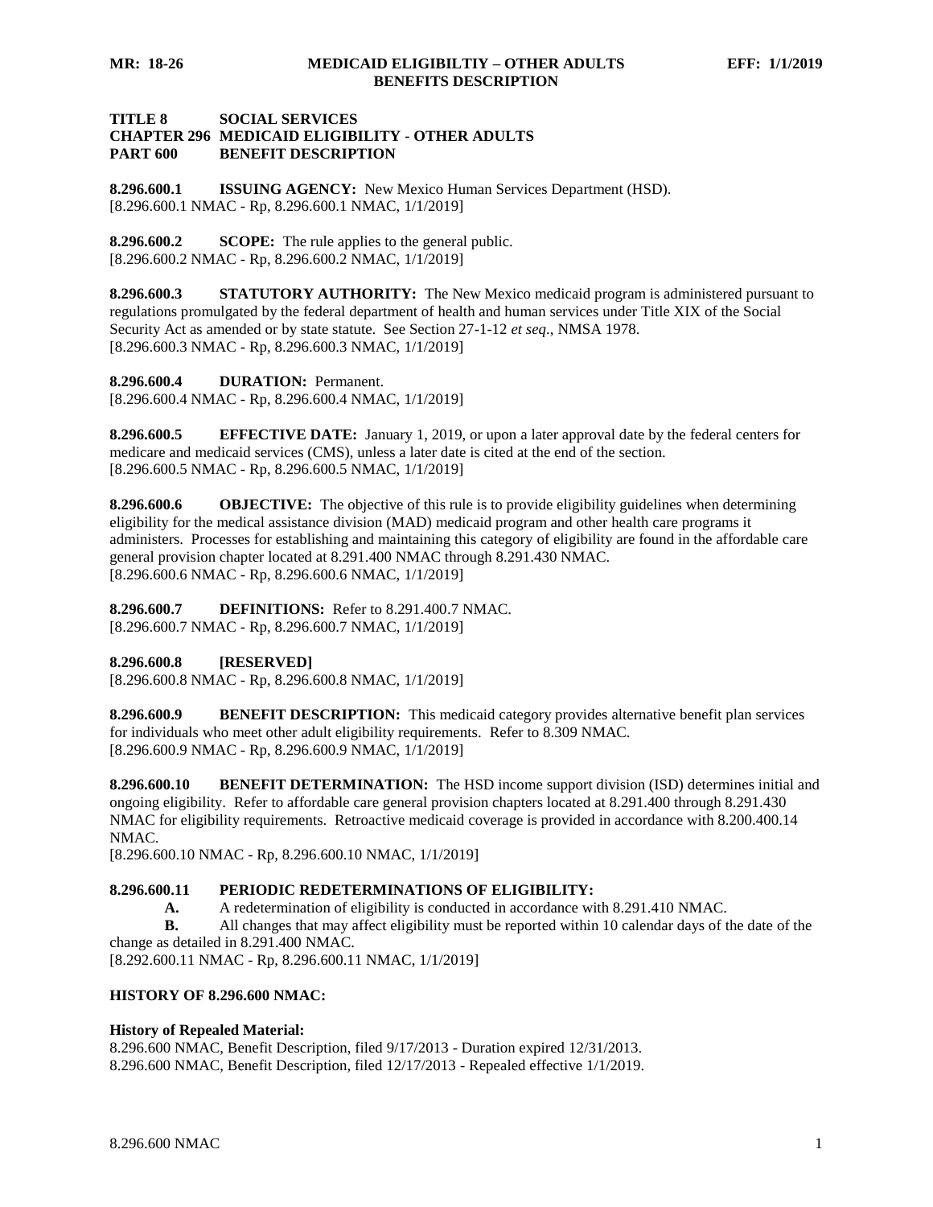**TITLE 8 SOCIAL SERVICES**
**CHAPTER 296 MEDICAID ELIGIBILITY - OTHER ADULTS**
**PART 600 BENEFIT DESCRIPTION**

**8.296.600.1 ISSUING AGENCY:** New Mexico Human Services Department (HSD).
[8.296.600.1 NMAC - Rp, 8.296.600.1 NMAC, 1/1/2019]

**8.296.600.2 SCOPE:** The rule applies to the general public.
[8.296.600.2 NMAC - Rp, 8.296.600.2 NMAC, 1/1/2019]

**8.296.600.3 STATUTORY AUTHORITY:** The New Mexico medicaid program is administered pursuant to regulations promulgated by the federal department of health and human services under Title XIX of the Social Security Act as amended or by state statute. See Section 27-1-12 *et seq*., NMSA 1978.
[8.296.600.3 NMAC - Rp, 8.296.600.3 NMAC, 1/1/2019]

**8.296.600.4 DURATION:** Permanent.
[8.296.600.4 NMAC - Rp, 8.296.600.4 NMAC, 1/1/2019]

**8.296.600.5 EFFECTIVE DATE:** January 1, 2019, or upon a later approval date by the federal centers for medicare and medicaid services (CMS), unless a later date is cited at the end of the section.
[8.296.600.5 NMAC - Rp, 8.296.600.5 NMAC, 1/1/2019]

**8.296.600.6 OBJECTIVE:** The objective of this rule is to provide eligibility guidelines when determining eligibility for the medical assistance division (MAD) medicaid program and other health care programs it administers. Processes for establishing and maintaining this category of eligibility are found in the affordable care general provision chapter located at 8.291.400 NMAC through 8.291.430 NMAC.
[8.296.600.6 NMAC - Rp, 8.296.600.6 NMAC, 1/1/2019]

**8.296.600.7 DEFINITIONS:** Refer to 8.291.400.7 NMAC.
[8.296.600.7 NMAC - Rp, 8.296.600.7 NMAC, 1/1/2019]

**8.296.600.8 [RESERVED]**
[8.296.600.8 NMAC - Rp, 8.296.600.8 NMAC, 1/1/2019]

**8.296.600.9 BENEFIT DESCRIPTION:** This medicaid category provides alternative benefit plan services for individuals who meet other adult eligibility requirements. Refer to 8.309 NMAC.
[8.296.600.9 NMAC - Rp, 8.296.600.9 NMAC, 1/1/2019]

**8.296.600.10 BENEFIT DETERMINATION:** The HSD income support division (ISD) determines initial and ongoing eligibility. Refer to affordable care general provision chapters located at 8.291.400 through 8.291.430 NMAC for eligibility requirements. Retroactive medicaid coverage is provided in accordance with 8.200.400.14 NMAC.
[8.296.600.10 NMAC - Rp, 8.296.600.10 NMAC, 1/1/2019]

**8.296.600.11 PERIODIC REDETERMINATIONS OF ELIGIBILITY:**

**A.** A redetermination of eligibility is conducted in accordance with 8.291.410 NMAC.

**B.** All changes that may affect eligibility must be reported within 10 calendar days of the date of the change as detailed in 8.291.400 NMAC.

[8.292.600.11 NMAC - Rp, 8.296.600.11 NMAC, 1/1/2019]

**HISTORY OF 8.296.600 NMAC:**

**History of Repealed Material:**
8.296.600 NMAC, Benefit Description, filed 9/17/2013 - Duration expired 12/31/2013.
8.296.600 NMAC, Benefit Description, filed 12/17/2013 - Repealed effective 1/1/2019.